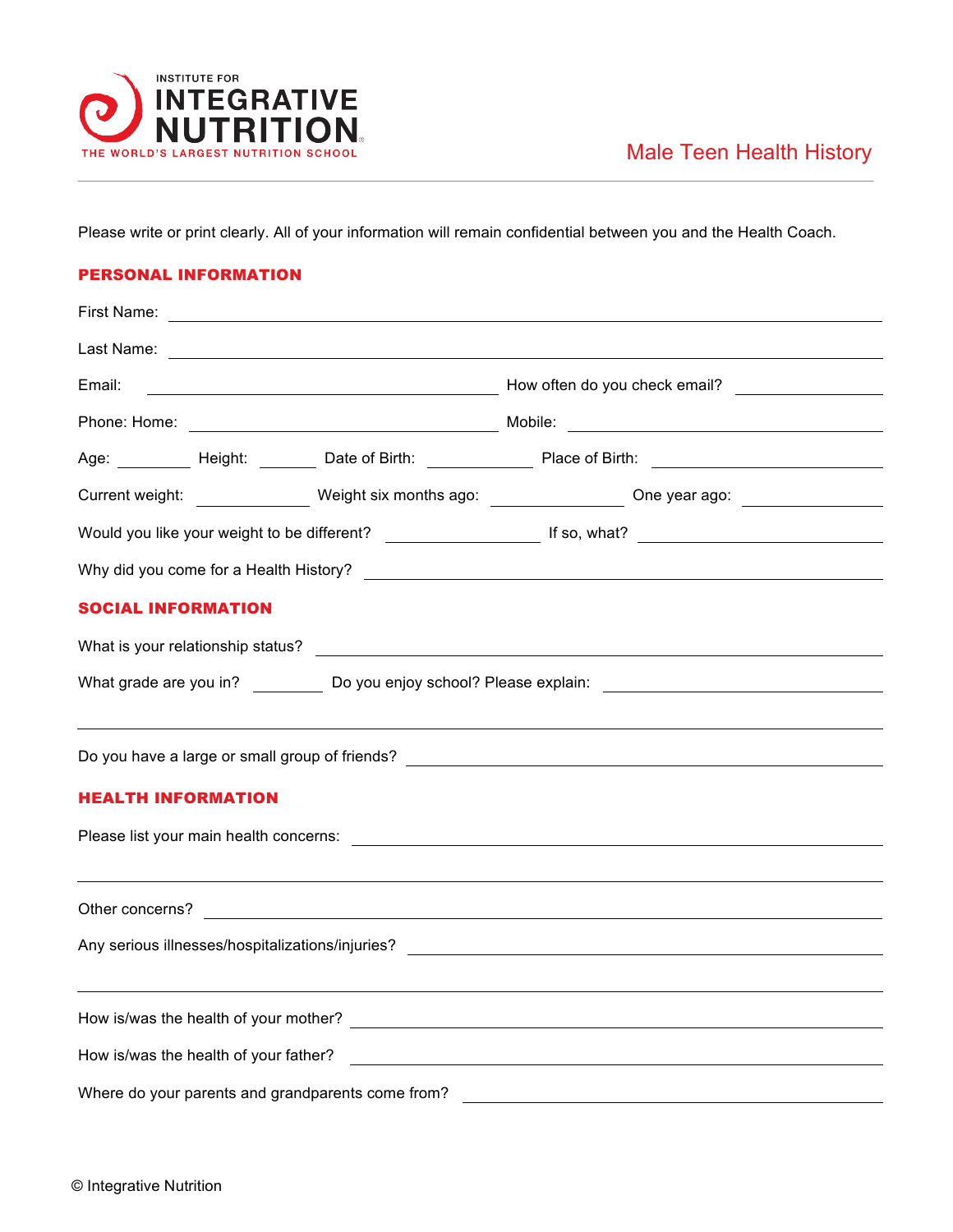INSTITUTE FOR
# INTEGRATIVE NUTRITION
THE WORLD'S LARGEST NUTRITION SCHOOL

## Male Teen Health History

Please write or print clearly. All of your information will remain confidential between you and the Health Coach.

### PERSONAL INFORMATION

First Name: ____________________

Last Name: ____________________

Email: ____________________ How often do you check email? ____________________

Phone: Home: ____________________ Mobile: ____________________

Age: ________ Height: ________ Date of Birth: ________ Place of Birth: ____________________

Current weight: ________ Weight six months ago: ________ One year ago: ________

Would you like your weight to be different? ________ If so, what? ____________________

Why did you come for a Health History? ____________________

### SOCIAL INFORMATION

What is your relationship status? ____________________

What grade are you in? ________ Do you enjoy school? Please explain: ____________________

____________________

Do you have a large or small group of friends? ____________________

### HEALTH INFORMATION

Please list your main health concerns: ____________________

____________________

Other concerns? ____________________

Any serious illnesses/hospitalizations/injuries? ____________________

____________________

How is/was the health of your mother? ____________________

How is/was the health of your father? ____________________

Where do your parents and grandparents come from? ____________________

© Integrative Nutrition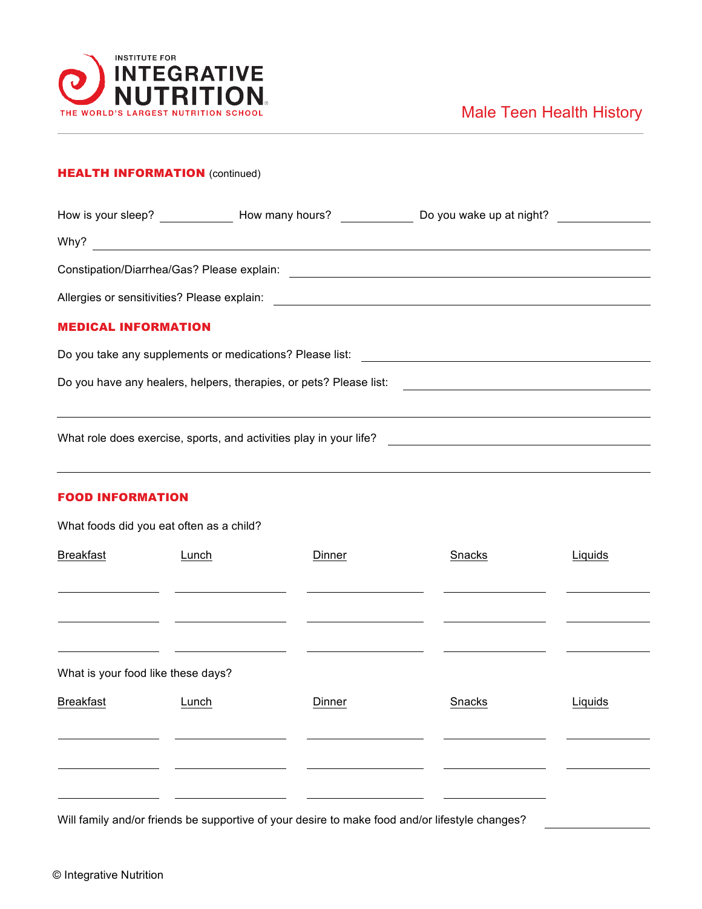Male Teen Health History

## HEALTH INFORMATION (continued)

How is your sleep? ____________ How many hours? ____________ Do you wake up at night? ____________

Why? ________________________________________________

Constipation/Diarrhea/Gas? Please explain: ________________________________

Allergies or sensitivities? Please explain: ________________________________

## MEDICAL INFORMATION

Do you take any supplements or medications? Please list: ________________________

Do you have any healers, helpers, therapies, or pets? Please list: ________________________

________________________________________________

What role does exercise, sports, and activities play in your life? ________________________

________________________________________________

## FOOD INFORMATION

What foods did you eat often as a child?

| Breakfast | Lunch | Dinner | Snacks | Liquids |
| --- | --- | --- | --- | --- |
| | | | | |
| | | | | |
| | | | | |

What is your food like these days?

| Breakfast | Lunch | Dinner | Snacks | Liquids |
| --- | --- | --- | --- | --- |
| | | | | |
| | | | | |
| | | | | |

Will family and/or friends be supportive of your desire to make food and/or lifestyle changes? ____________

© Integrative Nutrition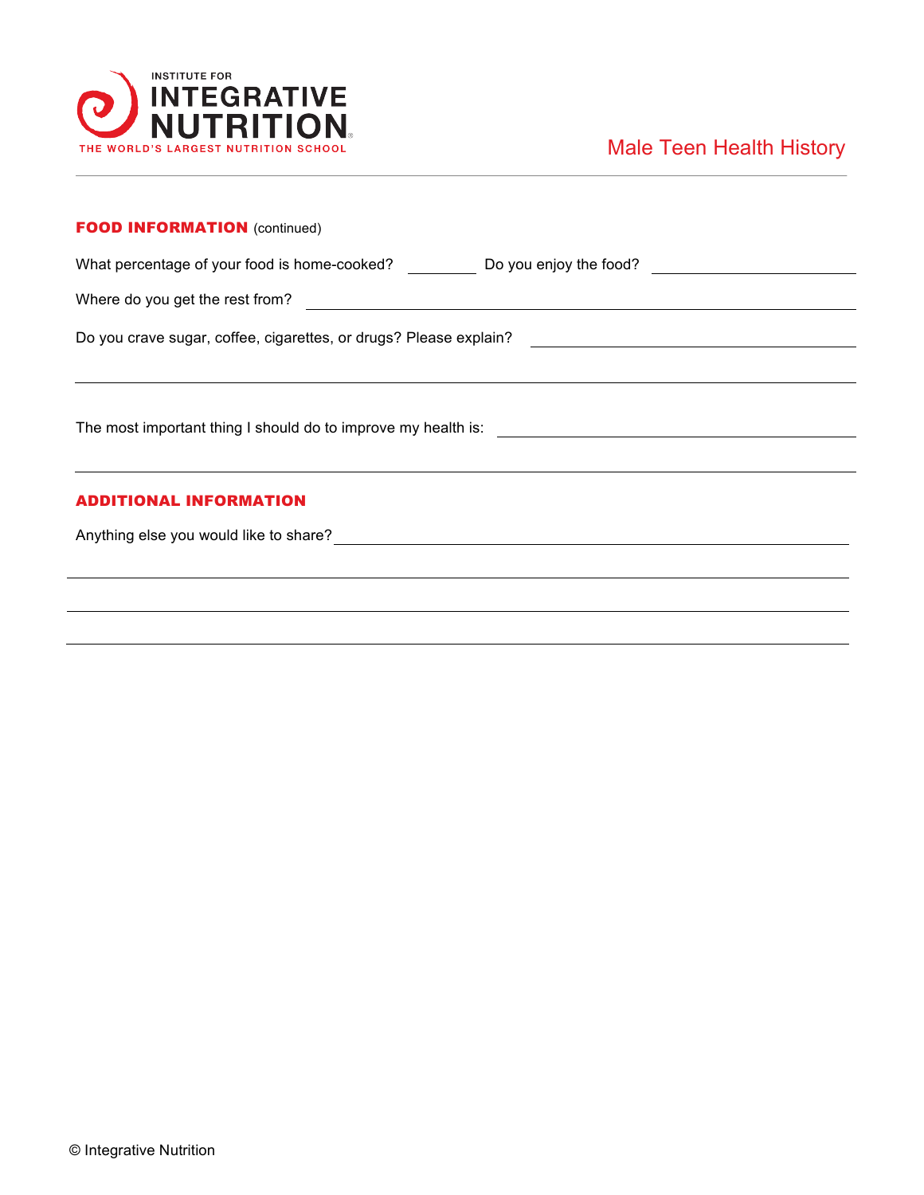INSTITUTE FOR INTEGRATIVE NUTRITION
THE WORLD'S LARGEST NUTRITION SCHOOL

# Male Teen Health History

## FOOD INFORMATION (continued)

What percentage of your food is home-cooked? ________ Do you enjoy the food? ____________________

Where do you get the rest from? ________________________________________

Do you crave sugar, coffee, cigarettes, or drugs? Please explain? ____________________

________________________________________________________________

The most important thing I should do to improve my health is: ____________________

________________________________________________________________

## ADDITIONAL INFORMATION

Anything else you would like to share? ________________________________________

________________________________________________________________

________________________________________________________________

________________________________________________________________

© Integrative Nutrition